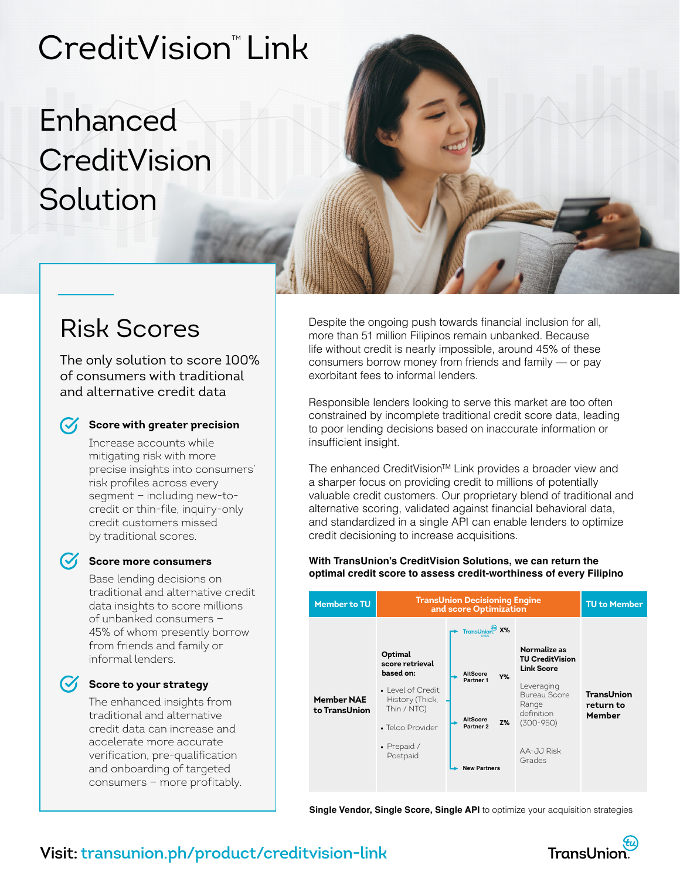# CreditVision™ Link

# Enhanced CreditVision Solution

## Risk Scores

The only solution to score 100% of consumers with traditional and alternative credit data

### Score with greater precision

Increase accounts while mitigating risk with more precise insights into consumers' risk profiles across every segment – including new-to-credit or thin-file, inquiry-only credit customers missed by traditional scores.

### Score more consumers

Base lending decisions on traditional and alternative credit data insights to score millions of unbanked consumers – 45% of whom presently borrow from friends and family or informal lenders.

### Score to your strategy

The enhanced insights from traditional and alternative credit data can increase and accelerate more accurate verification, pre-qualification and onboarding of targeted consumers – more profitably.

Despite the ongoing push towards financial inclusion for all, more than 51 million Filipinos remain unbanked. Because life without credit is nearly impossible, around 45% of these consumers borrow money from friends and family — or pay exorbitant fees to informal lenders.

Responsible lenders looking to serve this market are too often constrained by incomplete traditional credit score data, leading to poor lending decisions based on inaccurate information or insufficient insight.

The enhanced CreditVision™ Link provides a broader view and a sharper focus on providing credit to millions of potentially valuable credit customers. Our proprietary blend of traditional and alternative scoring, validated against financial behavioral data, and standardized in a single API can enable lenders to optimize credit decisioning to increase acquisitions.

**With TransUnion's CreditVision Solutions, we can return the optimal credit score to assess credit-worthiness of every Filipino**

| Member to TU | TransUnion Decisioning Engine and score Optimization | | | TU to Member |
|---|---|---|---|---|
| Member NAE to TransUnion | **Optimal score retrieval based on:**<br>• Level of Credit History (Thick, Thin / NTC)<br>• Telco Provider<br>• Prepaid / Postpaid | TransUnion CVRS X%<br>AltScore Partner 1 Y%<br>AltScore Partner 2 Z%<br>New Partners | **Normalize as TU CreditVision Link Score**<br>Leveraging Bureau Score Range definition (300-950)<br>AA-JJ Risk Grades | TransUnion return to Member |

**Single Vendor, Single Score, Single API** to optimize your acquisition strategies

**Visit:** transunion.ph/product/creditvision-link

TransUnion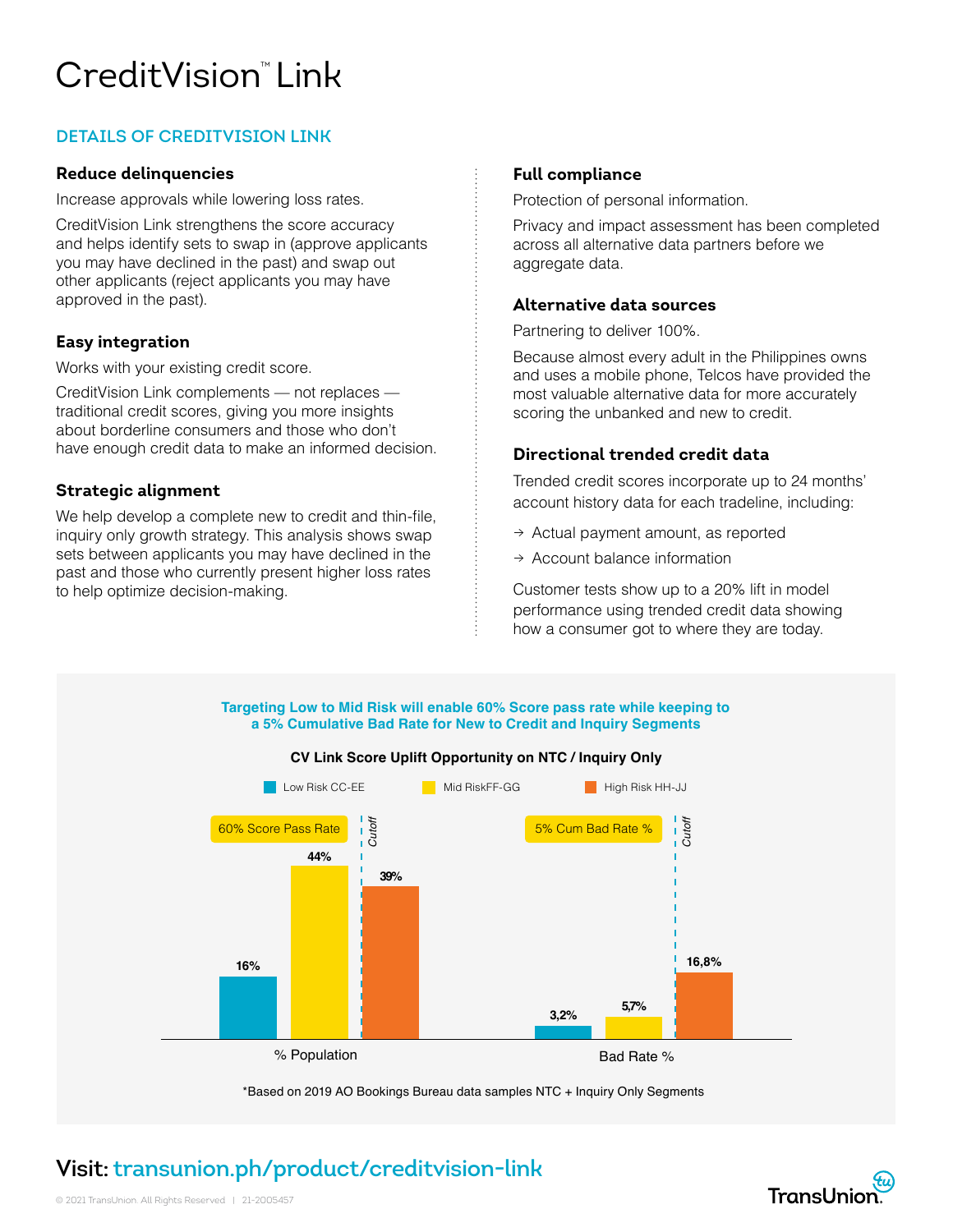# CreditVision™ Link

## DETAILS OF CREDITVISION LINK

### Reduce delinquencies

Increase approvals while lowering loss rates.

CreditVision Link strengthens the score accuracy and helps identify sets to swap in (approve applicants you may have declined in the past) and swap out other applicants (reject applicants you may have approved in the past).

### Easy integration

Works with your existing credit score.

CreditVision Link complements — not replaces — traditional credit scores, giving you more insights about borderline consumers and those who don't have enough credit data to make an informed decision.

### Strategic alignment

We help develop a complete new to credit and thin-file, inquiry only growth strategy. This analysis shows swap sets between applicants you may have declined in the past and those who currently present higher loss rates to help optimize decision-making.

### Full compliance

Protection of personal information.

Privacy and impact assessment has been completed across all alternative data partners before we aggregate data.

### Alternative data sources

Partnering to deliver 100%.

Because almost every adult in the Philippines owns and uses a mobile phone, Telcos have provided the most valuable alternative data for more accurately scoring the unbanked and new to credit.

### Directional trended credit data

Trended credit scores incorporate up to 24 months' account history data for each tradeline, including:

- → Actual payment amount, as reported
- → Account balance information

Customer tests show up to a 20% lift in model performance using trended credit data showing how a consumer got to where they are today.

**Targeting Low to Mid Risk will enable 60% Score pass rate while keeping to a 5% Cumulative Bad Rate for New to Credit and Inquiry Segments**

**CV Link Score Uplift Opportunity on NTC / Inquiry Only**

Low Risk CC-EE
Mid RiskFF-GG
High Risk HH-JJ

60% Score Pass Rate
Cutoff
16%
44%
39%
% Population

5% Cum Bad Rate %
Cutoff
3,2%
5,7%
16,8%
Bad Rate %

*Based on 2019 AO Bookings Bureau data samples NTC + Inquiry Only Segments

## Visit: transunion.ph/product/creditvision-link

© 2021 TransUnion. All Rights Reserved | 21-2005457

TransUnion